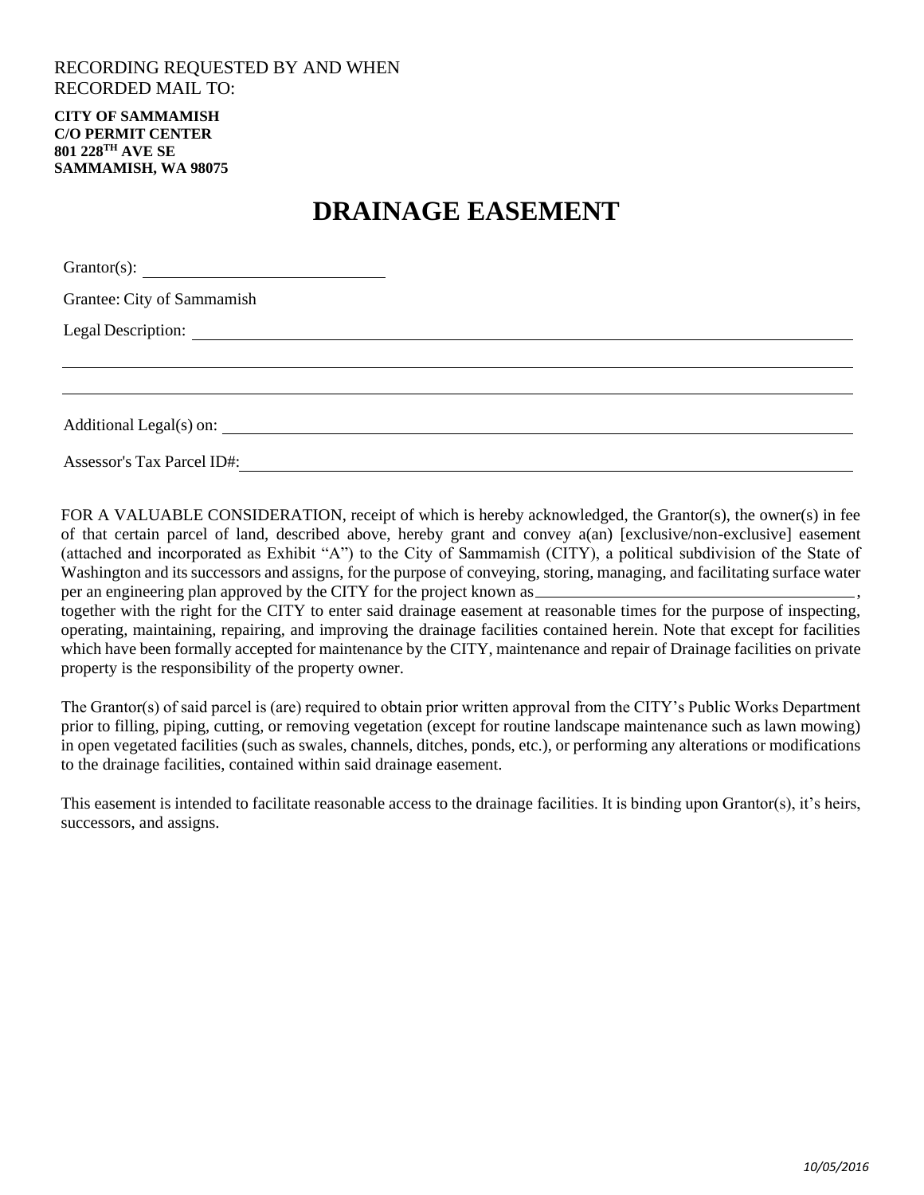RECORDING REQUESTED BY AND WHEN
RECORDED MAIL TO:

**CITY OF SAMMAMISH**
**C/O PERMIT CENTER**
**801 228TH AVE SE**
**SAMMAMISH, WA 98075**

# DRAINAGE EASEMENT

Grantor(s): ______________________________

Grantee: City of Sammamish

Legal Description: ______________________________________________________________

______________________________________________________________________________

______________________________________________________________________________

Additional Legal(s) on: __________________________________________________________

Assessor's Tax Parcel ID#: ________________________________________________________

FOR A VALUABLE CONSIDERATION, receipt of which is hereby acknowledged, the Grantor(s), the owner(s) in fee of that certain parcel of land, described above, hereby grant and convey a(an) [exclusive/non-exclusive] easement (attached and incorporated as Exhibit "A") to the City of Sammamish (CITY), a political subdivision of the State of Washington and its successors and assigns, for the purpose of conveying, storing, managing, and facilitating surface water per an engineering plan approved by the CITY for the project known as ________________________________________, together with the right for the CITY to enter said drainage easement at reasonable times for the purpose of inspecting, operating, maintaining, repairing, and improving the drainage facilities contained herein. Note that except for facilities which have been formally accepted for maintenance by the CITY, maintenance and repair of Drainage facilities on private property is the responsibility of the property owner.

The Grantor(s) of said parcel is (are) required to obtain prior written approval from the CITY's Public Works Department prior to filling, piping, cutting, or removing vegetation (except for routine landscape maintenance such as lawn mowing) in open vegetated facilities (such as swales, channels, ditches, ponds, etc.), or performing any alterations or modifications to the drainage facilities, contained within said drainage easement.

This easement is intended to facilitate reasonable access to the drainage facilities. It is binding upon Grantor(s), it's heirs, successors, and assigns.

*10/05/2016*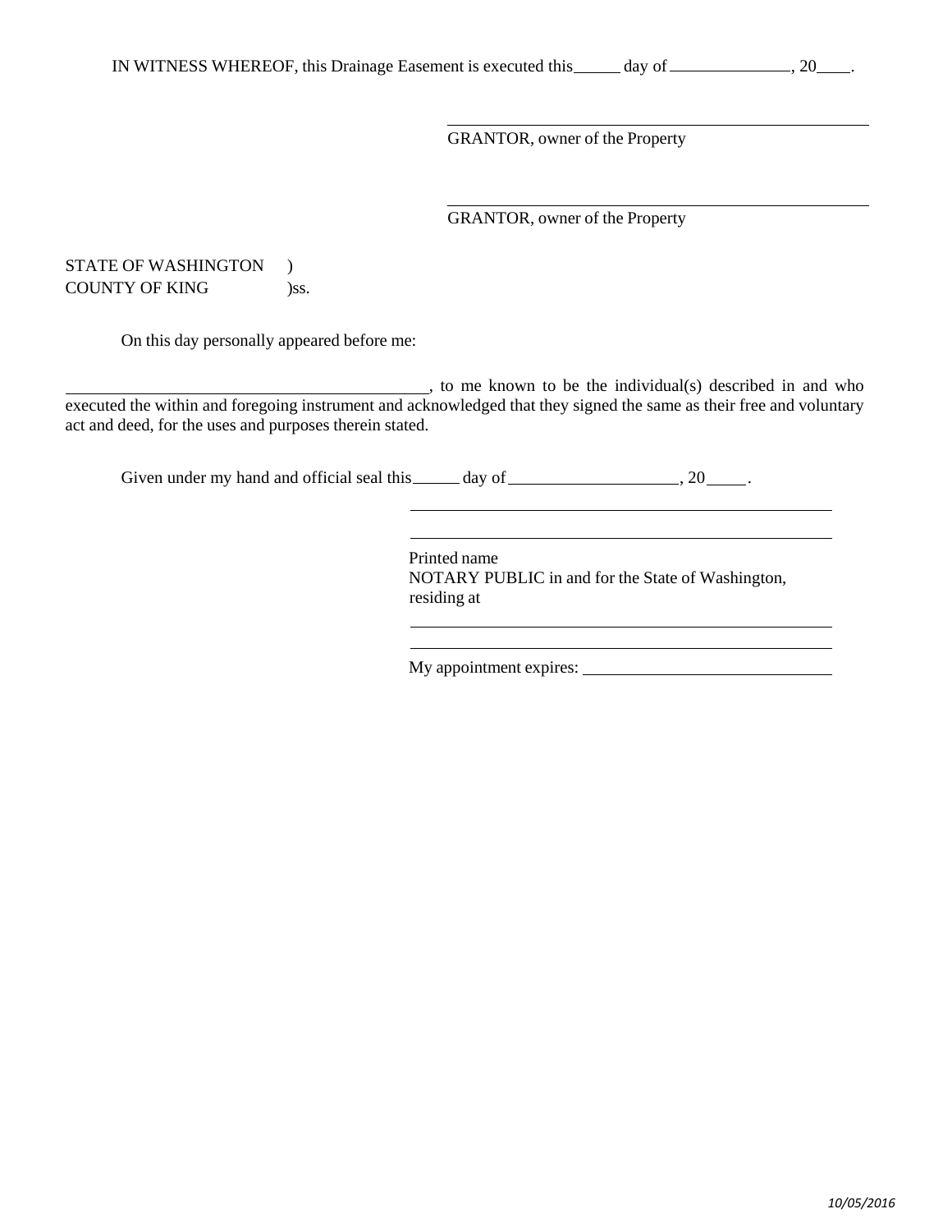IN WITNESS WHEREOF, this Drainage Easement is executed this \_\_\_\_\_ day of \_\_\_\_\_\_\_\_\_\_\_\_\_\_, 20\_\_\_\_.

\_\_\_\_\_\_\_\_\_\_\_\_\_\_\_\_\_\_\_\_\_\_\_\_\_\_\_\_\_\_\_\_\_\_\_\_\_\_\_\_\_\_\_\_\_\_

GRANTOR, owner of the Property

\_\_\_\_\_\_\_\_\_\_\_\_\_\_\_\_\_\_\_\_\_\_\_\_\_\_\_\_\_\_\_\_\_\_\_\_\_\_\_\_\_\_\_\_\_\_

GRANTOR, owner of the Property

STATE OF WASHINGTON )
COUNTY OF KING )ss.

On this day personally appeared before me:

\_\_\_\_\_\_\_\_\_\_\_\_\_\_\_\_\_\_\_\_\_\_\_\_\_\_\_\_\_\_\_\_\_\_\_\_\_\_\_\_, to me known to be the individual(s) described in and who executed the within and foregoing instrument and acknowledged that they signed the same as their free and voluntary act and deed, for the uses and purposes therein stated.

Given under my hand and official seal this \_\_\_\_\_ day of \_\_\_\_\_\_\_\_\_\_\_\_\_\_\_\_\_\_\_\_, 20\_\_\_\_\_.

\_\_\_\_\_\_\_\_\_\_\_\_\_\_\_\_\_\_\_\_\_\_\_\_\_\_\_\_\_\_\_\_\_\_\_\_\_\_\_\_\_\_\_\_\_\_

\_\_\_\_\_\_\_\_\_\_\_\_\_\_\_\_\_\_\_\_\_\_\_\_\_\_\_\_\_\_\_\_\_\_\_\_\_\_\_\_\_\_\_\_\_\_

Printed name
NOTARY PUBLIC in and for the State of Washington,
residing at

\_\_\_\_\_\_\_\_\_\_\_\_\_\_\_\_\_\_\_\_\_\_\_\_\_\_\_\_\_\_\_\_\_\_\_\_\_\_\_\_\_\_\_\_\_\_

\_\_\_\_\_\_\_\_\_\_\_\_\_\_\_\_\_\_\_\_\_\_\_\_\_\_\_\_\_\_\_\_\_\_\_\_\_\_\_\_\_\_\_\_\_\_

My appointment expires: \_\_\_\_\_\_\_\_\_\_\_\_\_\_\_\_\_\_\_\_\_\_\_\_\_\_\_\_

*10/05/2016*